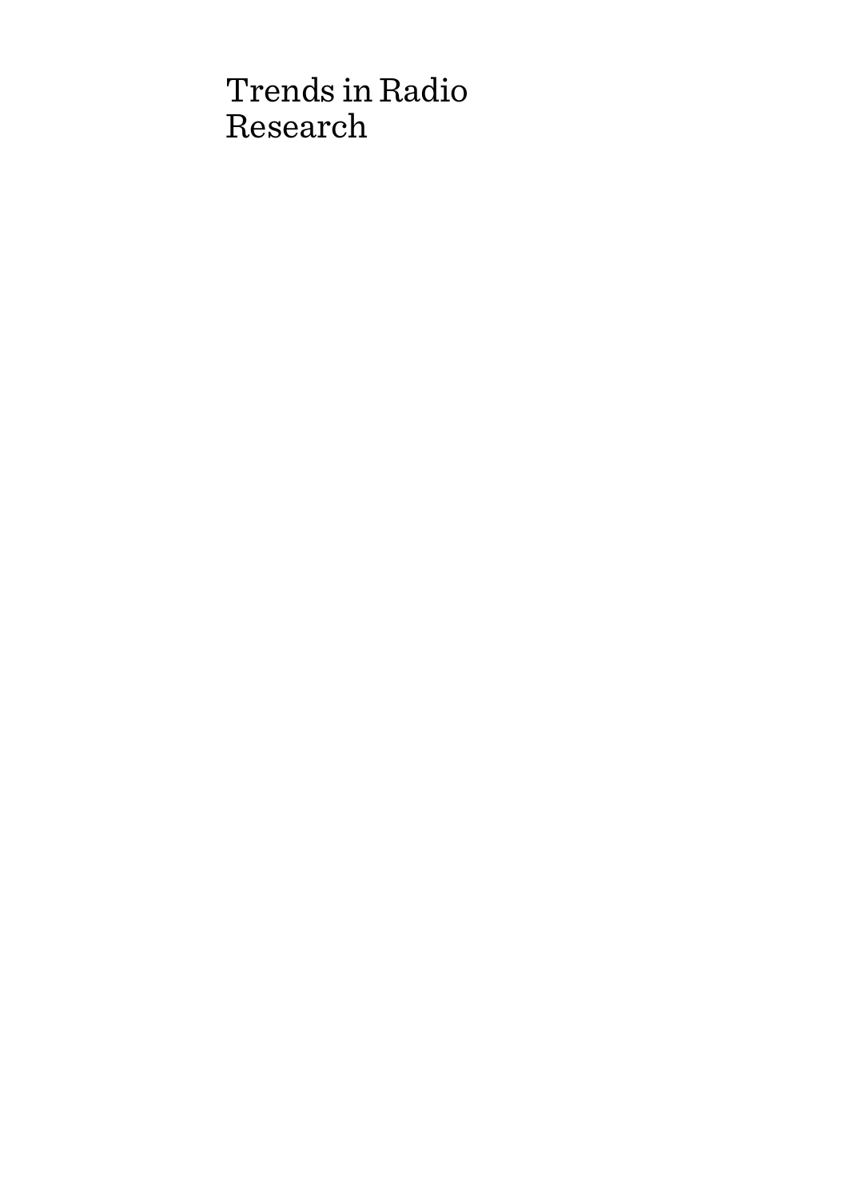# Trends in Radio Research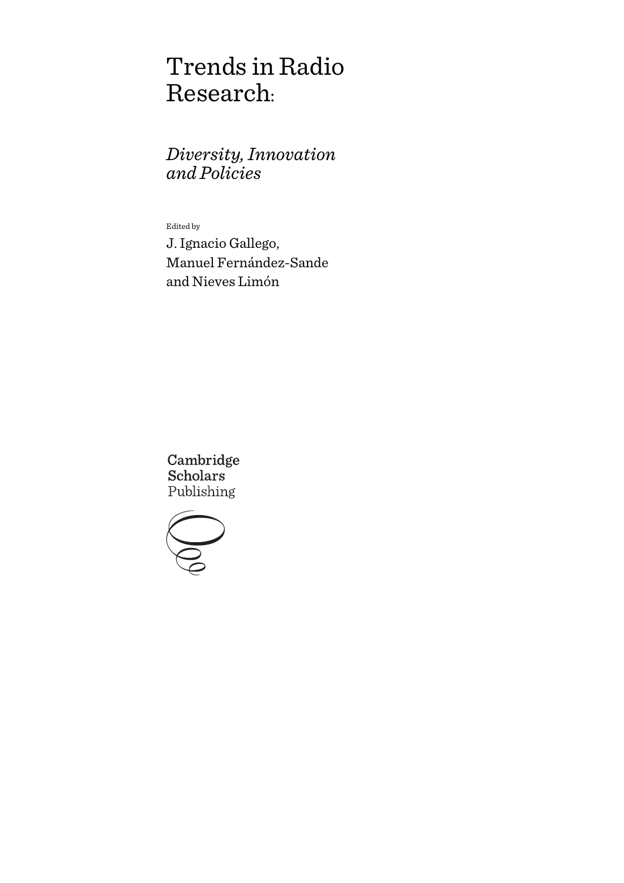# Trends in Radio Research:

## *Diversity, Innovation and Policies*

Edited by

J. Ignacio Gallego, Manuel Fernández-Sande and Nieves Limón

Cambridge Scholars Publishing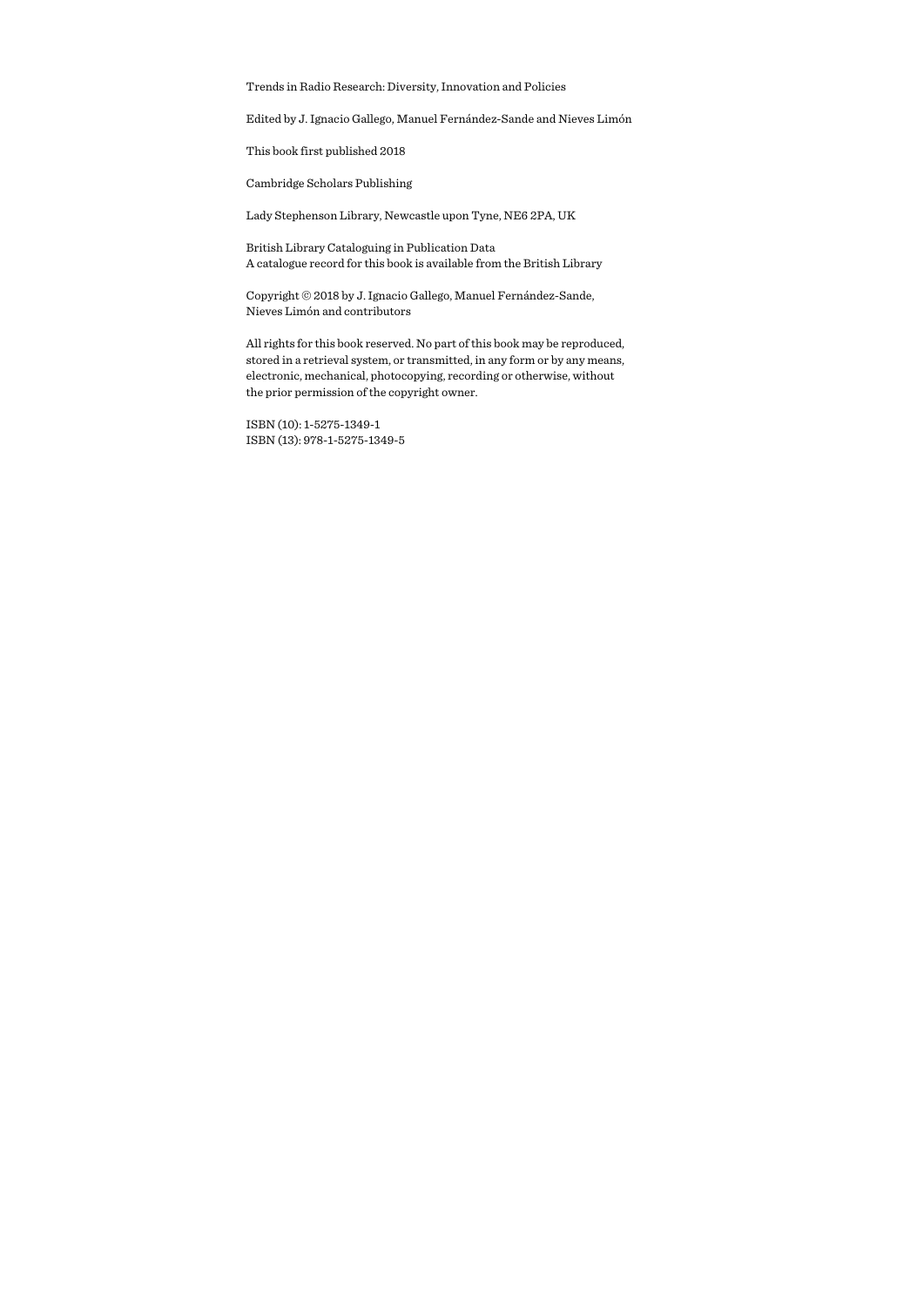Trends in Radio Research: Diversity, Innovation and Policies

Edited by J. Ignacio Gallego, Manuel Fernández-Sande and Nieves Limón

This book first published 2018

Cambridge Scholars Publishing

Lady Stephenson Library, Newcastle upon Tyne, NE6 2PA, UK

British Library Cataloguing in Publication Data
A catalogue record for this book is available from the British Library

Copyright © 2018 by J. Ignacio Gallego, Manuel Fernández-Sande, Nieves Limón and contributors

All rights for this book reserved. No part of this book may be reproduced, stored in a retrieval system, or transmitted, in any form or by any means, electronic, mechanical, photocopying, recording or otherwise, without the prior permission of the copyright owner.

ISBN (10): 1-5275-1349-1
ISBN (13): 978-1-5275-1349-5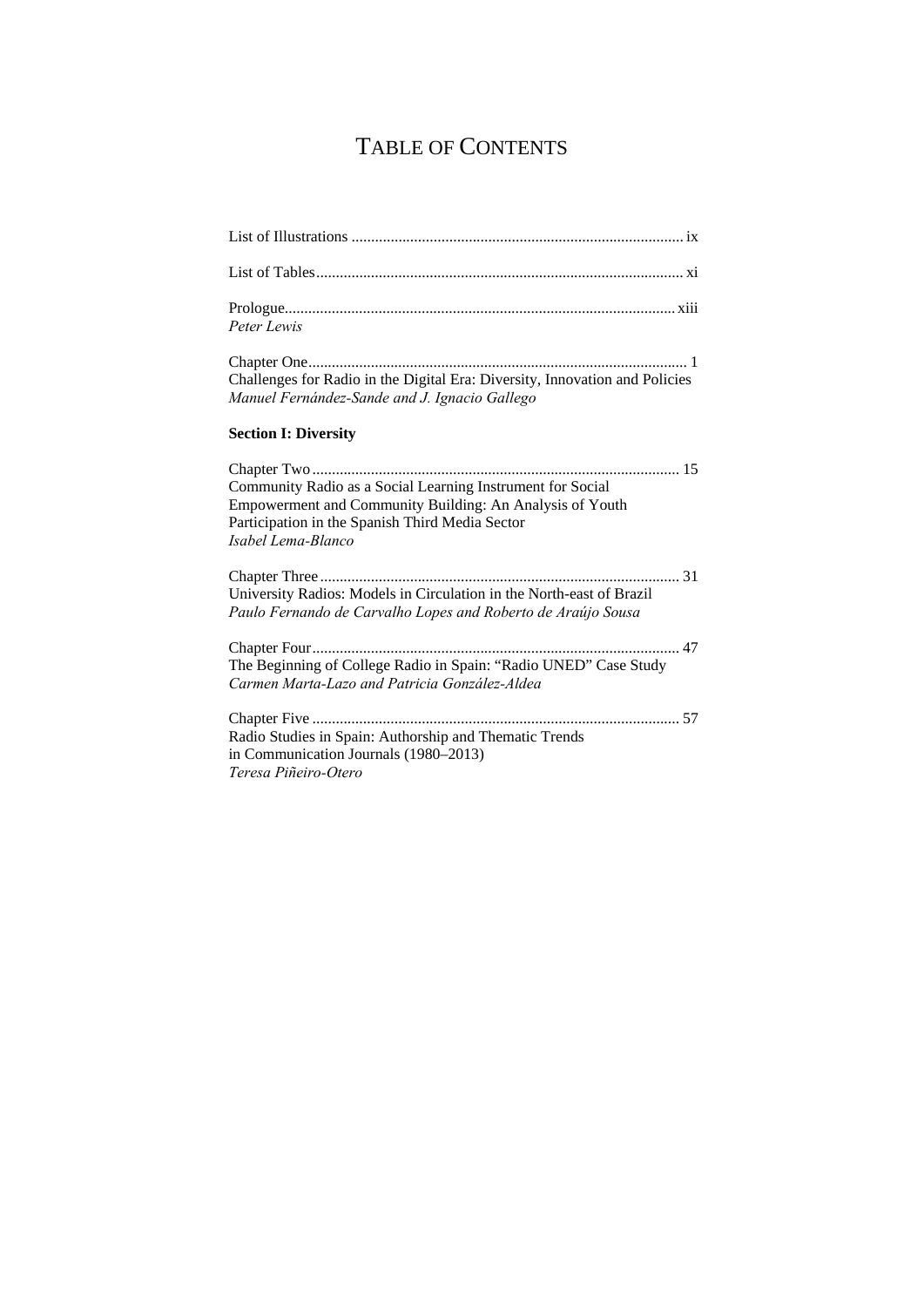# Table of Contents

List of Illustrations .................................................................................... ix

List of Tables ............................................................................................. xi

Prologue ................................................................................................. xiii
*Peter Lewis*

Chapter One ................................................................................................ 1
Challenges for Radio in the Digital Era: Diversity, Innovation and Policies
*Manuel Fernández-Sande and J. Ignacio Gallego*

**Section I: Diversity**

Chapter Two ............................................................................................. 15
Community Radio as a Social Learning Instrument for Social Empowerment and Community Building: An Analysis of Youth Participation in the Spanish Third Media Sector
*Isabel Lema-Blanco*

Chapter Three ........................................................................................... 31
University Radios: Models in Circulation in the North-east of Brazil
*Paulo Fernando de Carvalho Lopes and Roberto de Araújo Sousa*

Chapter Four ............................................................................................. 47
The Beginning of College Radio in Spain: "Radio UNED" Case Study
*Carmen Marta-Lazo and Patricia González-Aldea*

Chapter Five ............................................................................................. 57
Radio Studies in Spain: Authorship and Thematic Trends in Communication Journals (1980–2013)
*Teresa Piñeiro-Otero*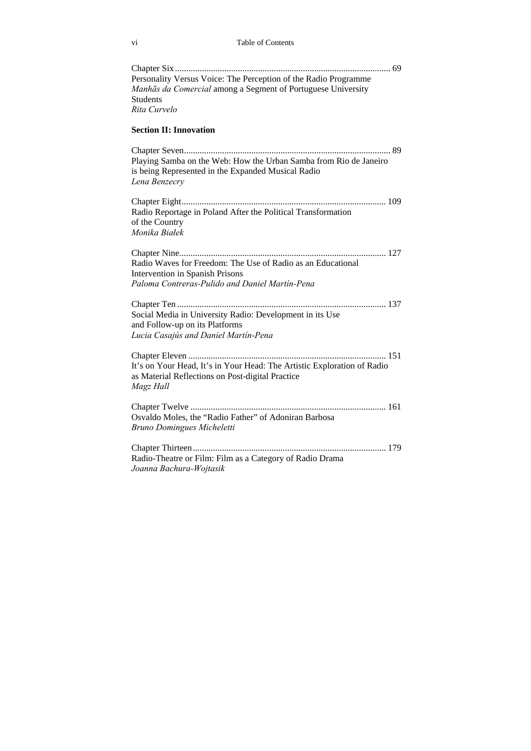Chapter Six ............................................................................................... 69
Personality Versus Voice: The Perception of the Radio Programme *Manhãs da Comercial* among a Segment of Portuguese University Students
*Rita Curvelo*

**Section II: Innovation**

Chapter Seven........................................................................................... 89
Playing Samba on the Web: How the Urban Samba from Rio de Janeiro is being Represented in the Expanded Musical Radio
*Lena Benzecry*

Chapter Eight.......................................................................................... 109
Radio Reportage in Poland After the Political Transformation of the Country
*Monika Białek*

Chapter Nine........................................................................................... 127
Radio Waves for Freedom: The Use of Radio as an Educational Intervention in Spanish Prisons
*Paloma Contreras-Pulido and Daniel Martín-Pena*

Chapter Ten ............................................................................................ 137
Social Media in University Radio: Development in its Use and Follow-up on its Platforms
*Lucia Casajús and Daniel Martín-Pena*

Chapter Eleven ....................................................................................... 151
It's on Your Head, It's in Your Head: The Artistic Exploration of Radio as Material Reflections on Post-digital Practice
*Magz Hall*

Chapter Twelve ...................................................................................... 161
Osvaldo Moles, the "Radio Father" of Adoniran Barbosa
*Bruno Domingues Micheletti*

Chapter Thirteen..................................................................................... 179
Radio-Theatre or Film: Film as a Category of Radio Drama
*Joanna Bachura-Wojtasik*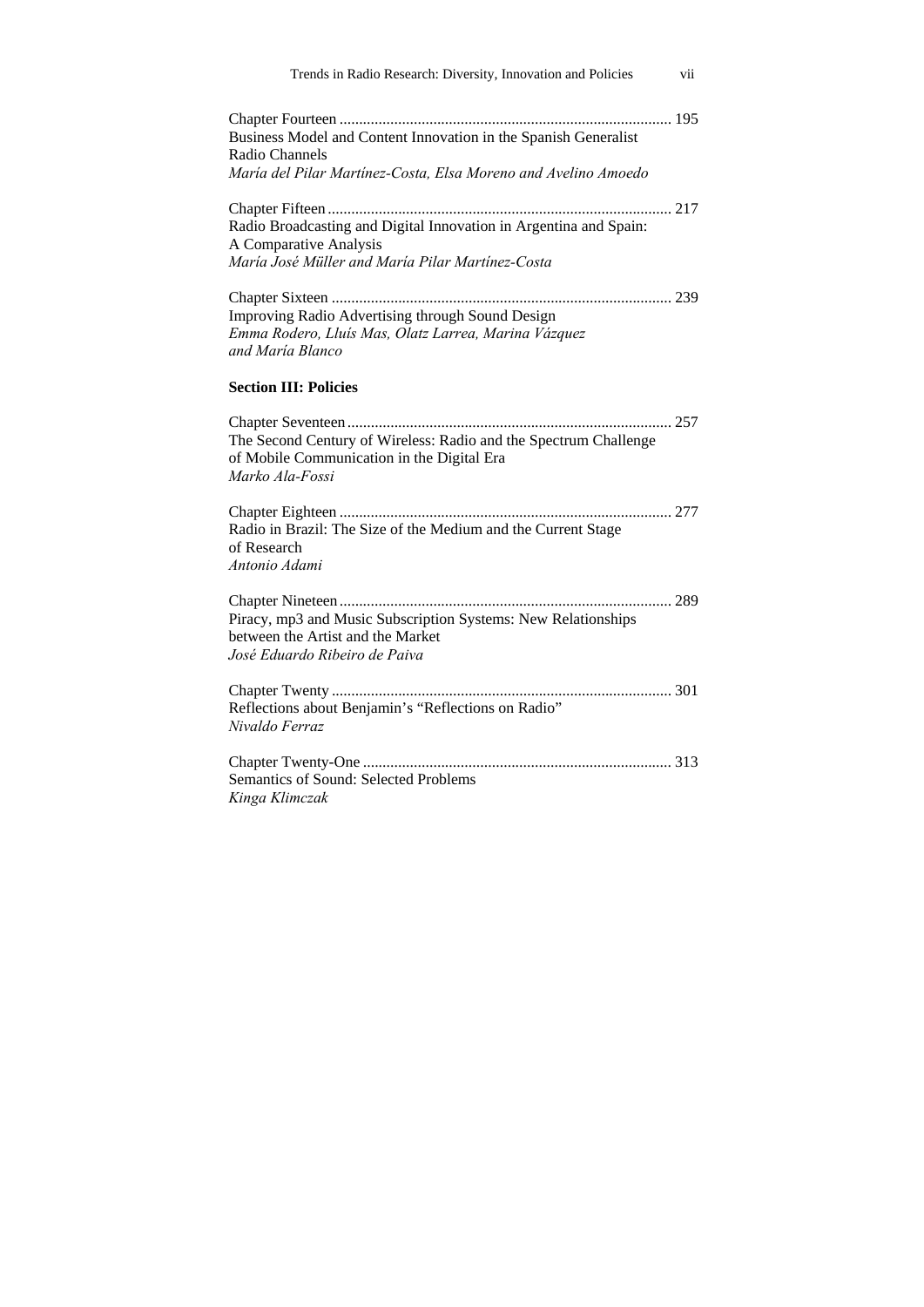Chapter Fourteen ..................................................................................... 195
Business Model and Content Innovation in the Spanish Generalist Radio Channels
*María del Pilar Martínez-Costa, Elsa Moreno and Avelino Amoedo*

Chapter Fifteen ........................................................................................ 217
Radio Broadcasting and Digital Innovation in Argentina and Spain: A Comparative Analysis
*María José Müller and María Pilar Martínez-Costa*

Chapter Sixteen ....................................................................................... 239
Improving Radio Advertising through Sound Design
*Emma Rodero, Lluís Mas, Olatz Larrea, Marina Vázquez and María Blanco*

**Section III: Policies**

Chapter Seventeen ................................................................................... 257
The Second Century of Wireless: Radio and the Spectrum Challenge of Mobile Communication in the Digital Era
*Marko Ala-Fossi*

Chapter Eighteen ..................................................................................... 277
Radio in Brazil: The Size of the Medium and the Current Stage of Research
*Antonio Adami*

Chapter Nineteen ..................................................................................... 289
Piracy, mp3 and Music Subscription Systems: New Relationships between the Artist and the Market
*José Eduardo Ribeiro de Paiva*

Chapter Twenty ....................................................................................... 301
Reflections about Benjamin's "Reflections on Radio"
*Nivaldo Ferraz*

Chapter Twenty-One ............................................................................... 313
Semantics of Sound: Selected Problems
*Kinga Klimczak*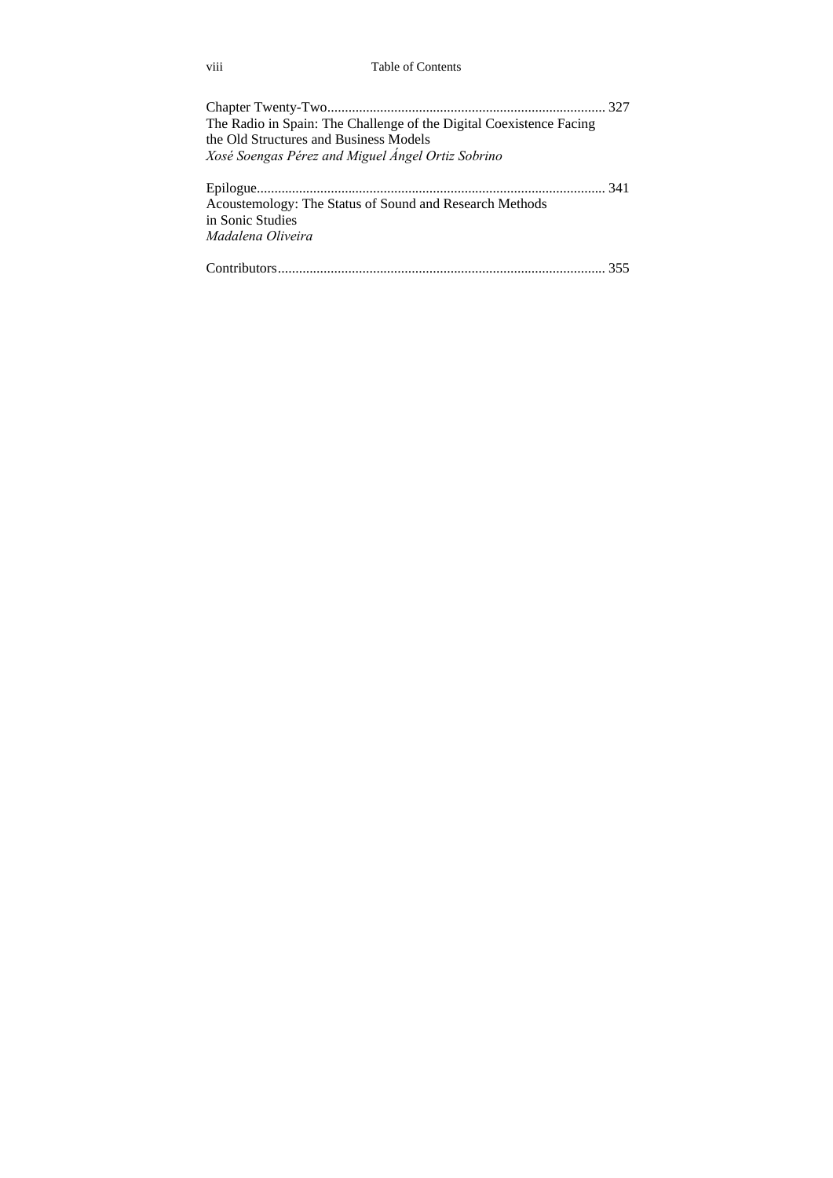Chapter Twenty-Two.............................................................................. 327
The Radio in Spain: The Challenge of the Digital Coexistence Facing the Old Structures and Business Models
*Xosé Soengas Pérez and Miguel Ángel Ortiz Sobrino*

Epilogue.................................................................................................. 341
Acoustemology: The Status of Sound and Research Methods in Sonic Studies
*Madalena Oliveira*

Contributors............................................................................................ 355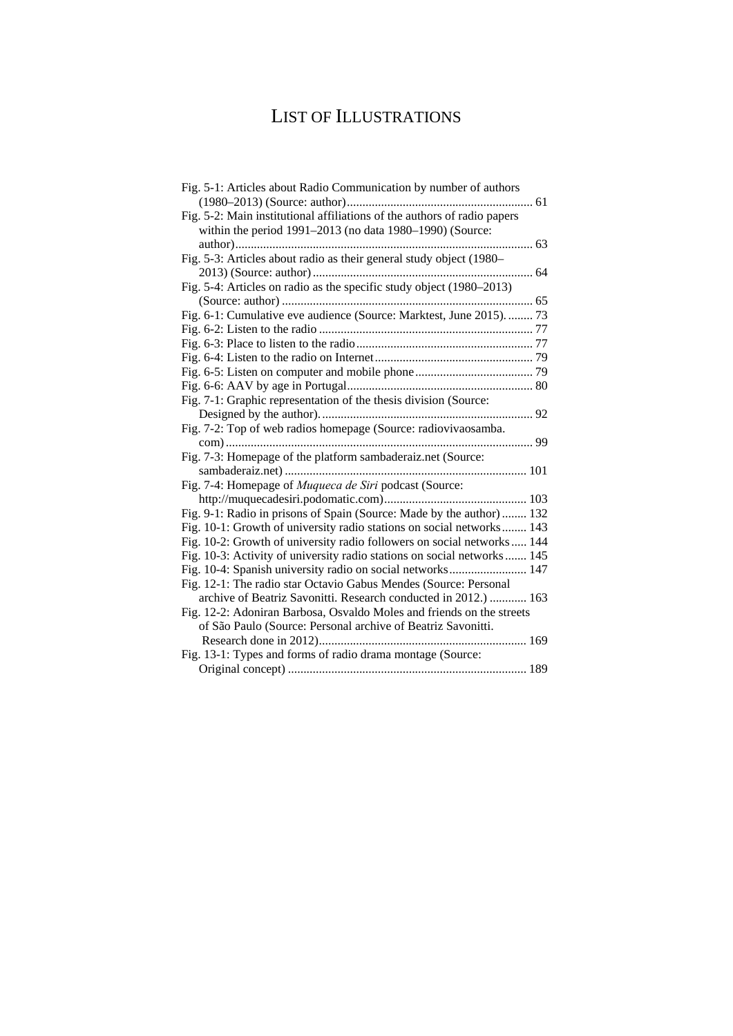# LIST OF ILLUSTRATIONS

Fig. 5-1: Articles about Radio Communication by number of authors (1980–2013) (Source: author) ... 61
Fig. 5-2: Main institutional affiliations of the authors of radio papers within the period 1991–2013 (no data 1980–1990) (Source: author) ... 63
Fig. 5-3: Articles about radio as their general study object (1980–2013) (Source: author) ... 64
Fig. 5-4: Articles on radio as the specific study object (1980–2013) (Source: author) ... 65
Fig. 6-1: Cumulative eve audience (Source: Marktest, June 2015). ... 73
Fig. 6-2: Listen to the radio ... 77
Fig. 6-3: Place to listen to the radio ... 77
Fig. 6-4: Listen to the radio on Internet ... 79
Fig. 6-5: Listen on computer and mobile phone ... 79
Fig. 6-6: AAV by age in Portugal ... 80
Fig. 7-1: Graphic representation of the thesis division (Source: Designed by the author). ... 92
Fig. 7-2: Top of web radios homepage (Source: radiovivaosamba.com) ... 99
Fig. 7-3: Homepage of the platform sambaderaiz.net (Source: sambaderaiz.net) ... 101
Fig. 7-4: Homepage of *Muqueca de Siri* podcast (Source: http://muquecadesiri.podomatic.com) ... 103
Fig. 9-1: Radio in prisons of Spain (Source: Made by the author) ... 132
Fig. 10-1: Growth of university radio stations on social networks ... 143
Fig. 10-2: Growth of university radio followers on social networks ... 144
Fig. 10-3: Activity of university radio stations on social networks ... 145
Fig. 10-4: Spanish university radio on social networks ... 147
Fig. 12-1: The radio star Octavio Gabus Mendes (Source: Personal archive of Beatriz Savonitti. Research conducted in 2012.) ... 163
Fig. 12-2: Adoniran Barbosa, Osvaldo Moles and friends on the streets of São Paulo (Source: Personal archive of Beatriz Savonitti. Research done in 2012) ... 169
Fig. 13-1: Types and forms of radio drama montage (Source: Original concept) ... 189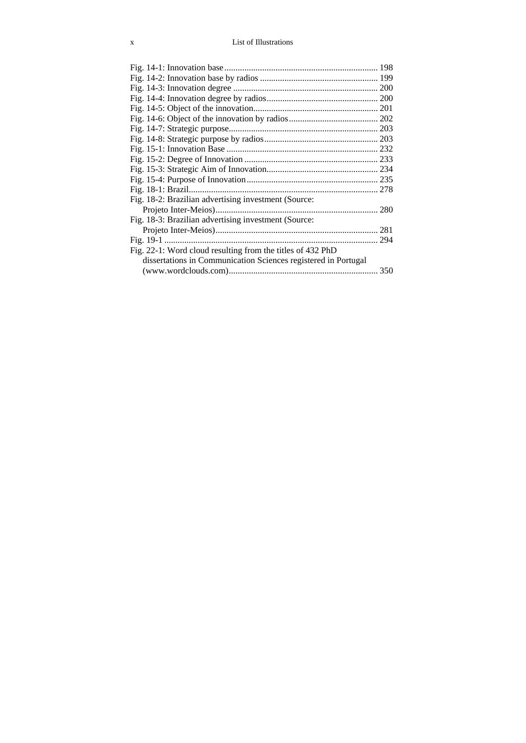Fig. 14-1: Innovation base ..................................................................... 198
Fig. 14-2: Innovation base by radios ..................................................... 199
Fig. 14-3: Innovation degree ................................................................. 200
Fig. 14-4: Innovation degree by radios .................................................. 200
Fig. 14-5: Object of the innovation ........................................................ 201
Fig. 14-6: Object of the innovation by radios ........................................ 202
Fig. 14-7: Strategic purpose ................................................................... 203
Fig. 14-8: Strategic purpose by radios ................................................... 203
Fig. 15-1: Innovation Base .................................................................... 232
Fig. 15-2: Degree of Innovation ............................................................ 233
Fig. 15-3: Strategic Aim of Innovation .................................................. 234
Fig. 15-4: Purpose of Innovation ........................................................... 235
Fig. 18-1: Brazil ..................................................................................... 278
Fig. 18-2: Brazilian advertising investment (Source: Projeto Inter-Meios) ......................................................................... 280
Fig. 18-3: Brazilian advertising investment (Source: Projeto Inter-Meios) ......................................................................... 281
Fig. 19-1 ................................................................................................ 294
Fig. 22-1: Word cloud resulting from the titles of 432 PhD dissertations in Communication Sciences registered in Portugal (www.wordclouds.com) ................................................................... 350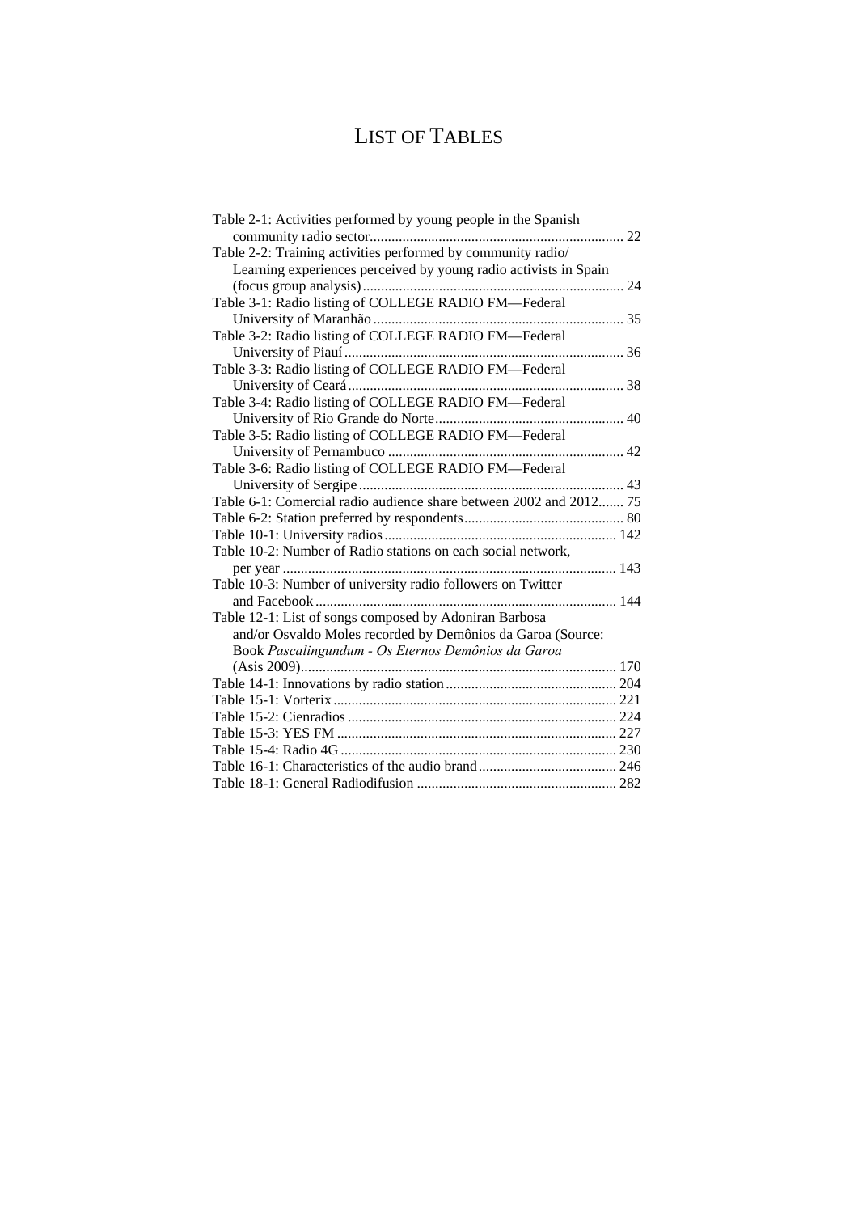# LIST OF TABLES

Table 2-1: Activities performed by young people in the Spanish community radio sector..................................................................... 22

Table 2-2: Training activities performed by community radio/ Learning experiences perceived by young radio activists in Spain (focus group analysis)....................................................................... 24

Table 3-1: Radio listing of COLLEGE RADIO FM—Federal University of Maranhão .................................................................... 35

Table 3-2: Radio listing of COLLEGE RADIO FM—Federal University of Piauí ........................................................................... 36

Table 3-3: Radio listing of COLLEGE RADIO FM—Federal University of Ceará .......................................................................... 38

Table 3-4: Radio listing of COLLEGE RADIO FM—Federal University of Rio Grande do Norte................................................... 40

Table 3-5: Radio listing of COLLEGE RADIO FM—Federal University of Pernambuco ................................................................ 42

Table 3-6: Radio listing of COLLEGE RADIO FM—Federal University of Sergipe ........................................................................ 43

Table 6-1: Comercial radio audience share between 2002 and 2012....... 75

Table 6-2: Station preferred by respondents........................................... 80

Table 10-1: University radios ............................................................... 142

Table 10-2: Number of Radio stations on each social network, per year .......................................................................................... 143

Table 10-3: Number of university radio followers on Twitter and Facebook ................................................................................. 144

Table 12-1: List of songs composed by Adoniran Barbosa and/or Osvaldo Moles recorded by Demônios da Garoa (Source: Book *Pascalingundum - Os Eternos Demônios da Garoa* (Asis 2009)...................................................................................... 170

Table 14-1: Innovations by radio station .............................................. 204

Table 15-1: Vorterix ............................................................................. 221

Table 15-2: Cienradios ......................................................................... 224

Table 15-3: YES FM ............................................................................ 227

Table 15-4: Radio 4G ........................................................................... 230

Table 16-1: Characteristics of the audio brand ..................................... 246

Table 18-1: General Radiodifusion ...................................................... 282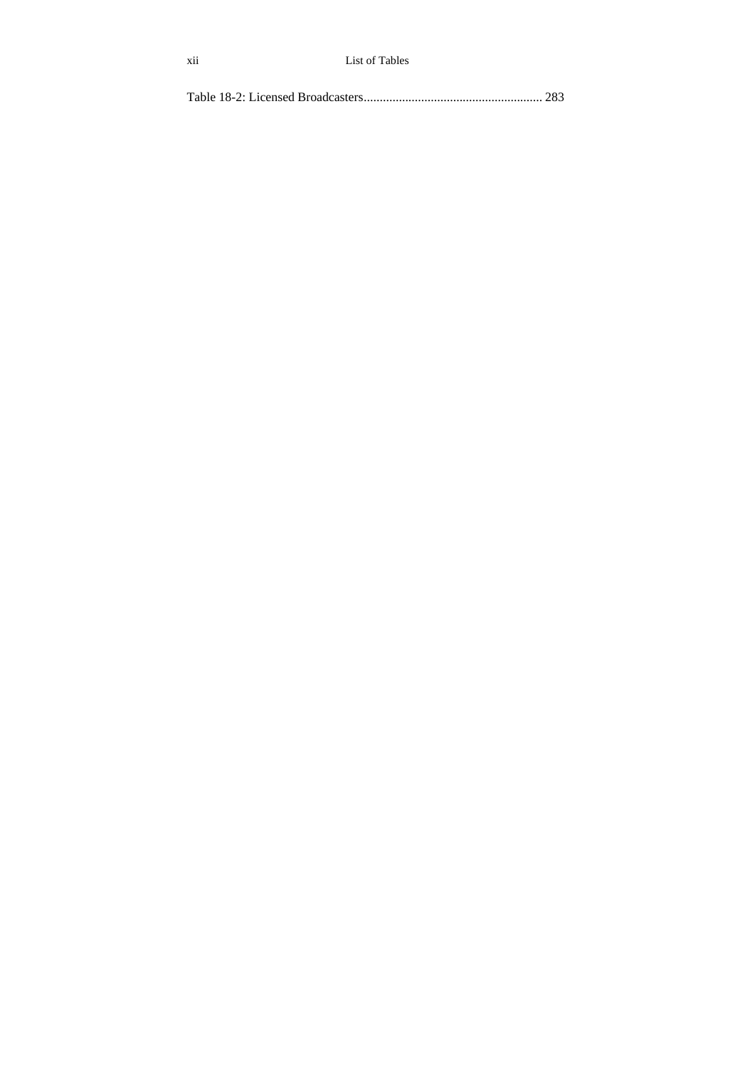Table 18-2: Licensed Broadcasters........................................................ 283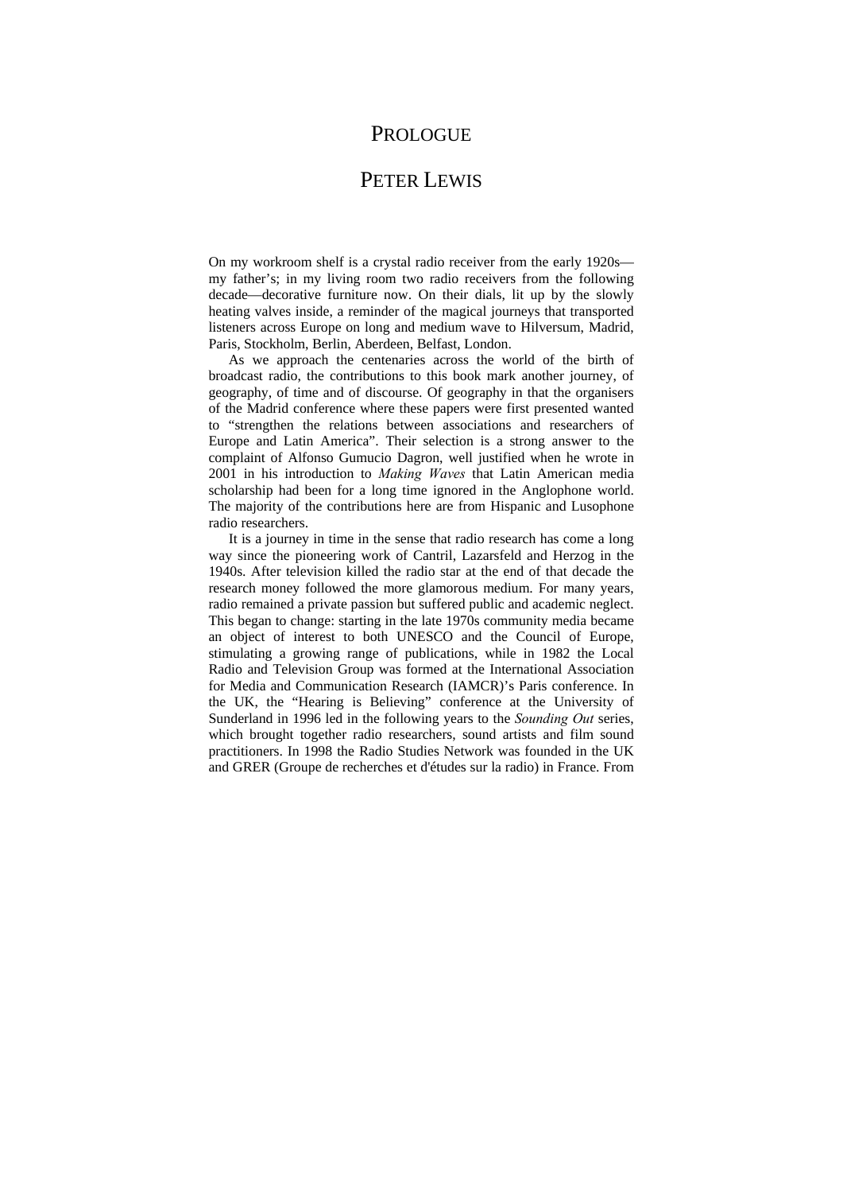# PROLOGUE

## PETER LEWIS

On my workroom shelf is a crystal radio receiver from the early 1920s—my father's; in my living room two radio receivers from the following decade—decorative furniture now. On their dials, lit up by the slowly heating valves inside, a reminder of the magical journeys that transported listeners across Europe on long and medium wave to Hilversum, Madrid, Paris, Stockholm, Berlin, Aberdeen, Belfast, London.

As we approach the centenaries across the world of the birth of broadcast radio, the contributions to this book mark another journey, of geography, of time and of discourse. Of geography in that the organisers of the Madrid conference where these papers were first presented wanted to "strengthen the relations between associations and researchers of Europe and Latin America". Their selection is a strong answer to the complaint of Alfonso Gumucio Dagron, well justified when he wrote in 2001 in his introduction to *Making Waves* that Latin American media scholarship had been for a long time ignored in the Anglophone world. The majority of the contributions here are from Hispanic and Lusophone radio researchers.

It is a journey in time in the sense that radio research has come a long way since the pioneering work of Cantril, Lazarsfeld and Herzog in the 1940s. After television killed the radio star at the end of that decade the research money followed the more glamorous medium. For many years, radio remained a private passion but suffered public and academic neglect. This began to change: starting in the late 1970s community media became an object of interest to both UNESCO and the Council of Europe, stimulating a growing range of publications, while in 1982 the Local Radio and Television Group was formed at the International Association for Media and Communication Research (IAMCR)'s Paris conference. In the UK, the "Hearing is Believing" conference at the University of Sunderland in 1996 led in the following years to the *Sounding Out* series, which brought together radio researchers, sound artists and film sound practitioners. In 1998 the Radio Studies Network was founded in the UK and GRER (Groupe de recherches et d'études sur la radio) in France. From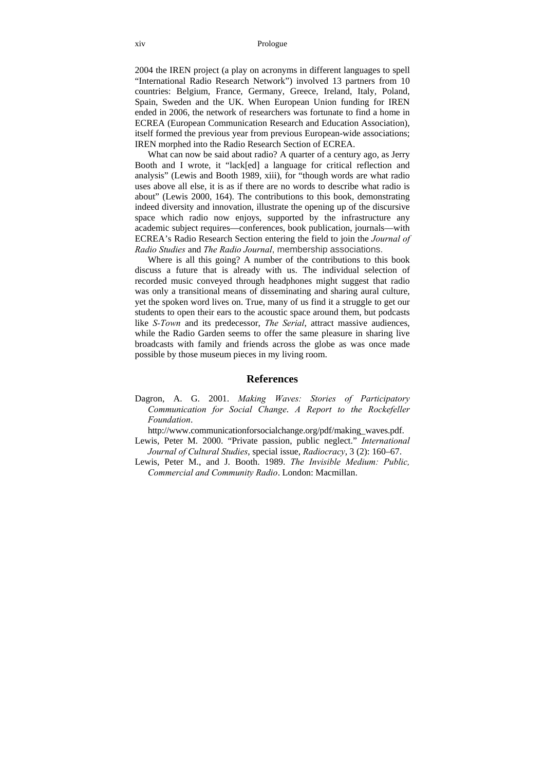2004 the IREN project (a play on acronyms in different languages to spell "International Radio Research Network") involved 13 partners from 10 countries: Belgium, France, Germany, Greece, Ireland, Italy, Poland, Spain, Sweden and the UK. When European Union funding for IREN ended in 2006, the network of researchers was fortunate to find a home in ECREA (European Communication Research and Education Association), itself formed the previous year from previous European-wide associations; IREN morphed into the Radio Research Section of ECREA.

What can now be said about radio? A quarter of a century ago, as Jerry Booth and I wrote, it "lack[ed] a language for critical reflection and analysis" (Lewis and Booth 1989, xiii), for "though words are what radio uses above all else, it is as if there are no words to describe what radio is about" (Lewis 2000, 164). The contributions to this book, demonstrating indeed diversity and innovation, illustrate the opening up of the discursive space which radio now enjoys, supported by the infrastructure any academic subject requires—conferences, book publication, journals—with ECREA's Radio Research Section entering the field to join the *Journal of Radio Studies* and *The Radio Journal*, membership associations.

Where is all this going? A number of the contributions to this book discuss a future that is already with us. The individual selection of recorded music conveyed through headphones might suggest that radio was only a transitional means of disseminating and sharing aural culture, yet the spoken word lives on. True, many of us find it a struggle to get our students to open their ears to the acoustic space around them, but podcasts like *S-Town* and its predecessor, *The Serial*, attract massive audiences, while the Radio Garden seems to offer the same pleasure in sharing live broadcasts with family and friends across the globe as was once made possible by those museum pieces in my living room.

## References

Dagron, A. G. 2001. *Making Waves: Stories of Participatory Communication for Social Change. A Report to the Rockefeller Foundation*.
http://www.communicationforsocialchange.org/pdf/making_waves.pdf.

Lewis, Peter M. 2000. "Private passion, public neglect." *International Journal of Cultural Studies*, special issue, *Radiocracy*, 3 (2): 160–67.

Lewis, Peter M., and J. Booth. 1989. *The Invisible Medium: Public, Commercial and Community Radio*. London: Macmillan.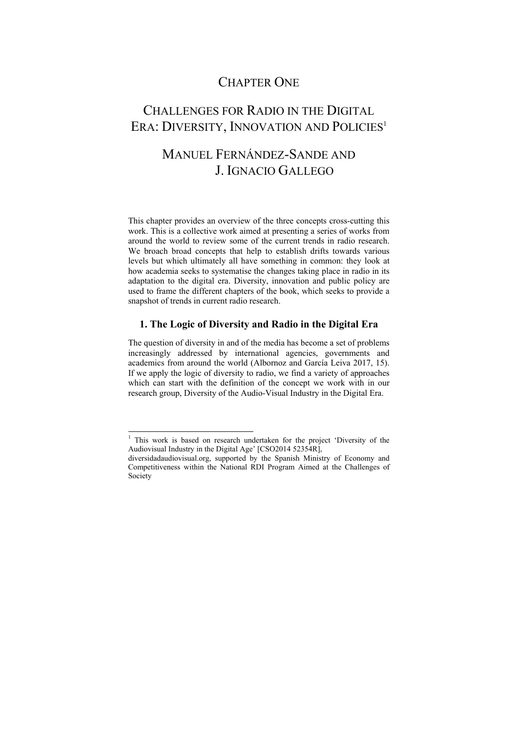# CHAPTER ONE

# CHALLENGES FOR RADIO IN THE DIGITAL ERA: DIVERSITY, INNOVATION AND POLICIES[1]

## MANUEL FERNÁNDEZ-SANDE AND J. IGNACIO GALLEGO

This chapter provides an overview of the three concepts cross-cutting this work. This is a collective work aimed at presenting a series of works from around the world to review some of the current trends in radio research. We broach broad concepts that help to establish drifts towards various levels but which ultimately all have something in common: they look at how academia seeks to systematise the changes taking place in radio in its adaptation to the digital era. Diversity, innovation and public policy are used to frame the different chapters of the book, which seeks to provide a snapshot of trends in current radio research.

### 1. The Logic of Diversity and Radio in the Digital Era

The question of diversity in and of the media has become a set of problems increasingly addressed by international agencies, governments and academics from around the world (Albornoz and García Leiva 2017, 15). If we apply the logic of diversity to radio, we find a variety of approaches which can start with the definition of the concept we work with in our research group, Diversity of the Audio-Visual Industry in the Digital Era.

---

[1] This work is based on research undertaken for the project 'Diversity of the Audiovisual Industry in the Digital Age' [CSO2014 52354R], diversidadaudiovisual.org, supported by the Spanish Ministry of Economy and Competitiveness within the National RDI Program Aimed at the Challenges of Society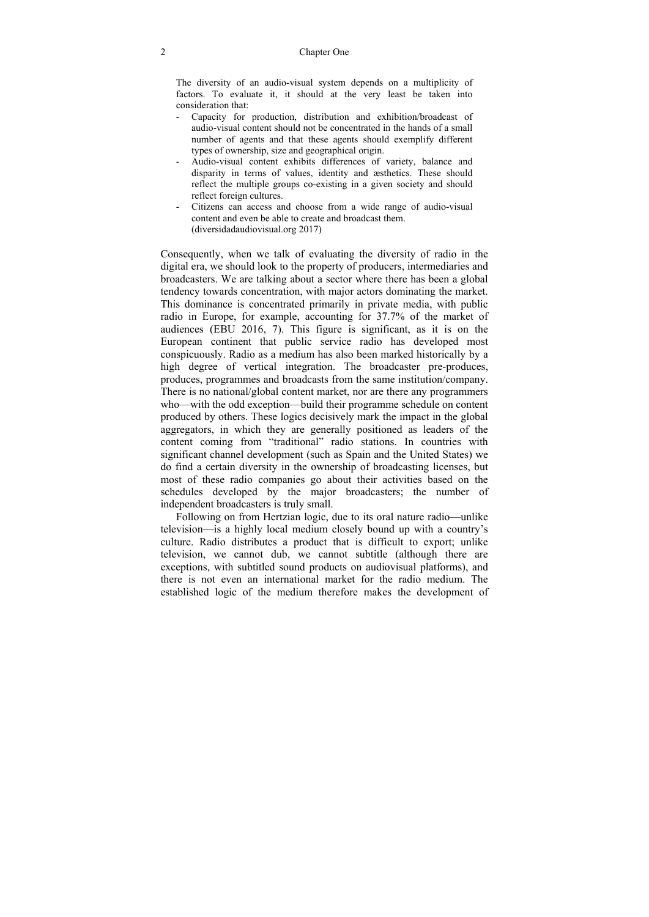> The diversity of an audio-visual system depends on a multiplicity of factors. To evaluate it, it should at the very least be taken into consideration that:
>
> - Capacity for production, distribution and exhibition/broadcast of audio-visual content should not be concentrated in the hands of a small number of agents and that these agents should exemplify different types of ownership, size and geographical origin.
> - Audio-visual content exhibits differences of variety, balance and disparity in terms of values, identity and æsthetics. These should reflect the multiple groups co-existing in a given society and should reflect foreign cultures.
> - Citizens can access and choose from a wide range of audio-visual content and even be able to create and broadcast them. (diversidadaudiovisual.org 2017)

Consequently, when we talk of evaluating the diversity of radio in the digital era, we should look to the property of producers, intermediaries and broadcasters. We are talking about a sector where there has been a global tendency towards concentration, with major actors dominating the market. This dominance is concentrated primarily in private media, with public radio in Europe, for example, accounting for 37.7% of the market of audiences (EBU 2016, 7). This figure is significant, as it is on the European continent that public service radio has developed most conspicuously. Radio as a medium has also been marked historically by a high degree of vertical integration. The broadcaster pre-produces, produces, programmes and broadcasts from the same institution/company. There is no national/global content market, nor are there any programmers who—with the odd exception—build their programme schedule on content produced by others. These logics decisively mark the impact in the global aggregators, in which they are generally positioned as leaders of the content coming from "traditional" radio stations. In countries with significant channel development (such as Spain and the United States) we do find a certain diversity in the ownership of broadcasting licenses, but most of these radio companies go about their activities based on the schedules developed by the major broadcasters; the number of independent broadcasters is truly small.

Following on from Hertzian logic, due to its oral nature radio—unlike television—is a highly local medium closely bound up with a country's culture. Radio distributes a product that is difficult to export; unlike television, we cannot dub, we cannot subtitle (although there are exceptions, with subtitled sound products on audiovisual platforms), and there is not even an international market for the radio medium. The established logic of the medium therefore makes the development of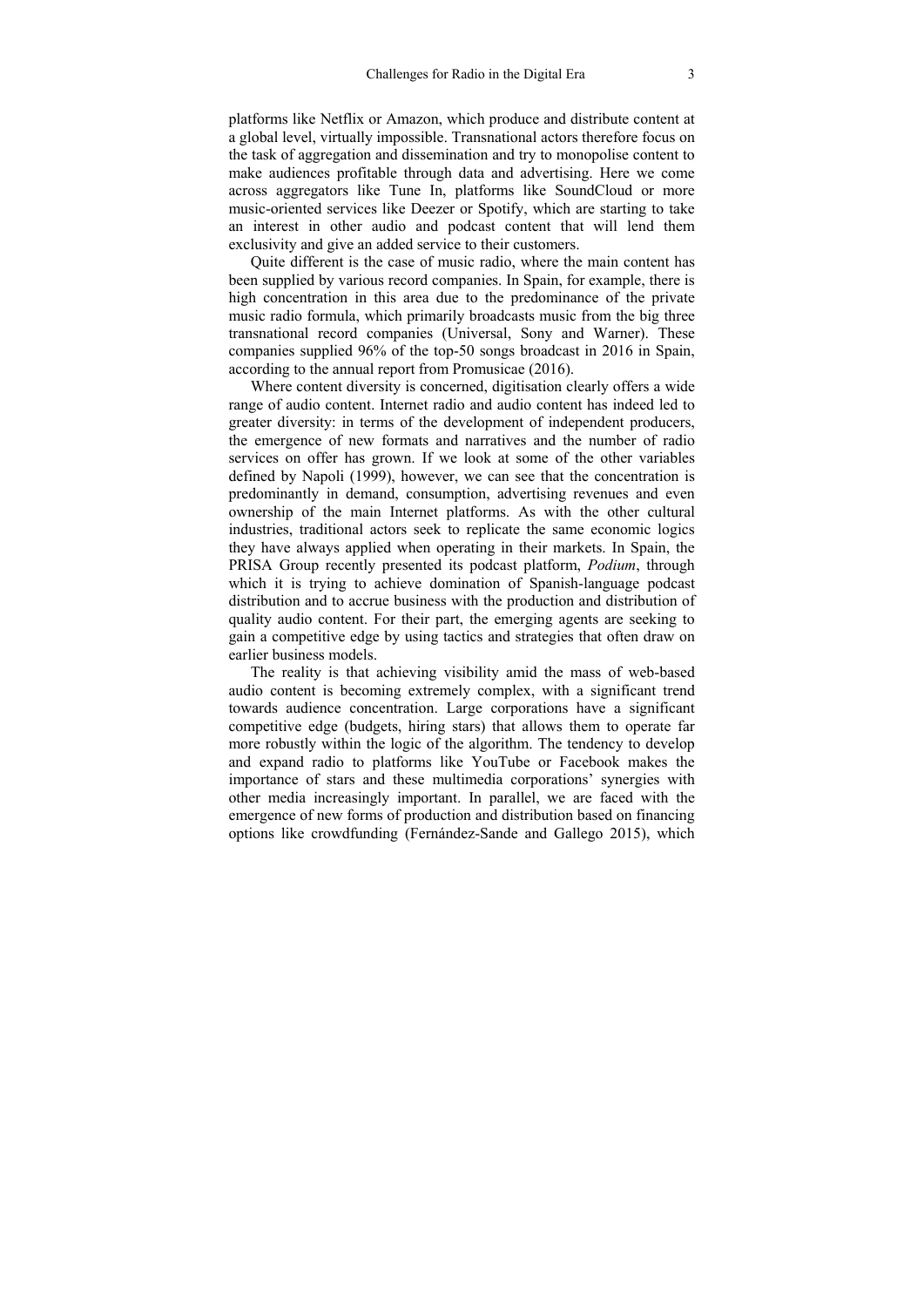platforms like Netflix or Amazon, which produce and distribute content at a global level, virtually impossible. Transnational actors therefore focus on the task of aggregation and dissemination and try to monopolise content to make audiences profitable through data and advertising. Here we come across aggregators like Tune In, platforms like SoundCloud or more music-oriented services like Deezer or Spotify, which are starting to take an interest in other audio and podcast content that will lend them exclusivity and give an added service to their customers.

Quite different is the case of music radio, where the main content has been supplied by various record companies. In Spain, for example, there is high concentration in this area due to the predominance of the private music radio formula, which primarily broadcasts music from the big three transnational record companies (Universal, Sony and Warner). These companies supplied 96% of the top-50 songs broadcast in 2016 in Spain, according to the annual report from Promusicae (2016).

Where content diversity is concerned, digitisation clearly offers a wide range of audio content. Internet radio and audio content has indeed led to greater diversity: in terms of the development of independent producers, the emergence of new formats and narratives and the number of radio services on offer has grown. If we look at some of the other variables defined by Napoli (1999), however, we can see that the concentration is predominantly in demand, consumption, advertising revenues and even ownership of the main Internet platforms. As with the other cultural industries, traditional actors seek to replicate the same economic logics they have always applied when operating in their markets. In Spain, the PRISA Group recently presented its podcast platform, *Podium*, through which it is trying to achieve domination of Spanish-language podcast distribution and to accrue business with the production and distribution of quality audio content. For their part, the emerging agents are seeking to gain a competitive edge by using tactics and strategies that often draw on earlier business models.

The reality is that achieving visibility amid the mass of web-based audio content is becoming extremely complex, with a significant trend towards audience concentration. Large corporations have a significant competitive edge (budgets, hiring stars) that allows them to operate far more robustly within the logic of the algorithm. The tendency to develop and expand radio to platforms like YouTube or Facebook makes the importance of stars and these multimedia corporations' synergies with other media increasingly important. In parallel, we are faced with the emergence of new forms of production and distribution based on financing options like crowdfunding (Fernández-Sande and Gallego 2015), which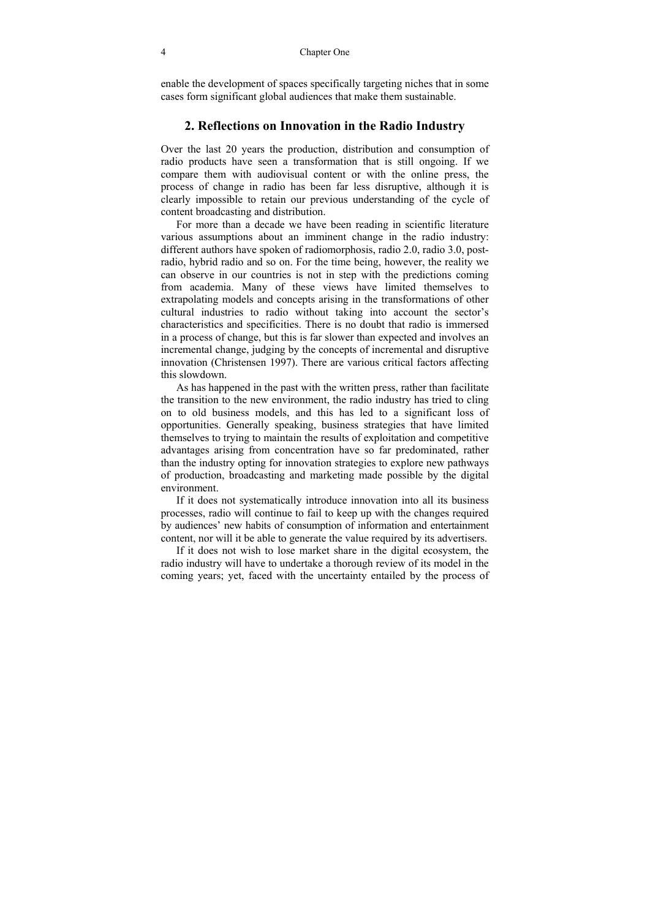enable the development of spaces specifically targeting niches that in some cases form significant global audiences that make them sustainable.

## 2. Reflections on Innovation in the Radio Industry

Over the last 20 years the production, distribution and consumption of radio products have seen a transformation that is still ongoing. If we compare them with audiovisual content or with the online press, the process of change in radio has been far less disruptive, although it is clearly impossible to retain our previous understanding of the cycle of content broadcasting and distribution.

For more than a decade we have been reading in scientific literature various assumptions about an imminent change in the radio industry: different authors have spoken of radiomorphosis, radio 2.0, radio 3.0, post-radio, hybrid radio and so on. For the time being, however, the reality we can observe in our countries is not in step with the predictions coming from academia. Many of these views have limited themselves to extrapolating models and concepts arising in the transformations of other cultural industries to radio without taking into account the sector's characteristics and specificities. There is no doubt that radio is immersed in a process of change, but this is far slower than expected and involves an incremental change, judging by the concepts of incremental and disruptive innovation (Christensen 1997). There are various critical factors affecting this slowdown.

As has happened in the past with the written press, rather than facilitate the transition to the new environment, the radio industry has tried to cling on to old business models, and this has led to a significant loss of opportunities. Generally speaking, business strategies that have limited themselves to trying to maintain the results of exploitation and competitive advantages arising from concentration have so far predominated, rather than the industry opting for innovation strategies to explore new pathways of production, broadcasting and marketing made possible by the digital environment.

If it does not systematically introduce innovation into all its business processes, radio will continue to fail to keep up with the changes required by audiences' new habits of consumption of information and entertainment content, nor will it be able to generate the value required by its advertisers.

If it does not wish to lose market share in the digital ecosystem, the radio industry will have to undertake a thorough review of its model in the coming years; yet, faced with the uncertainty entailed by the process of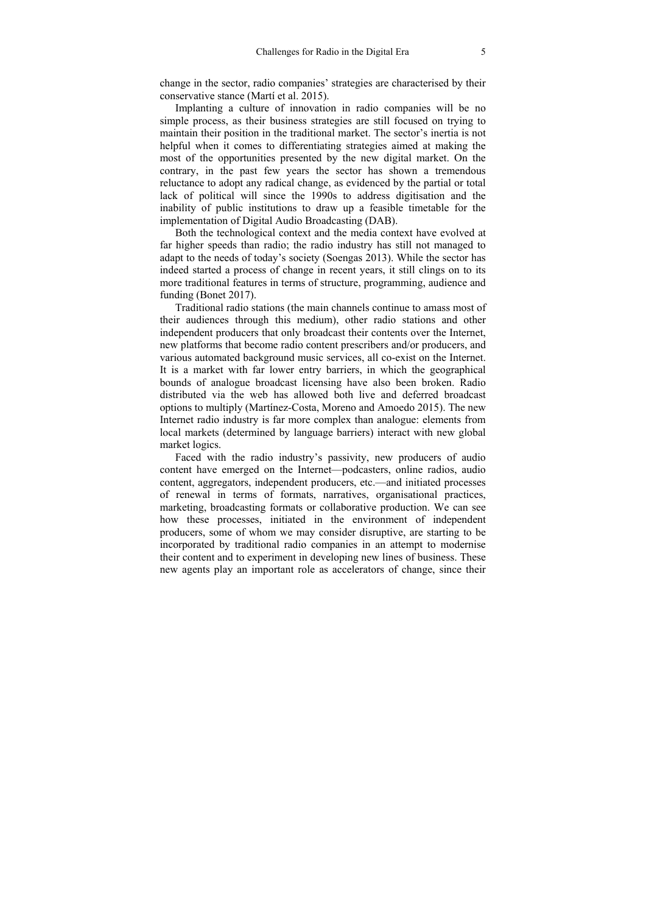change in the sector, radio companies' strategies are characterised by their conservative stance (Martí et al. 2015).

Implanting a culture of innovation in radio companies will be no simple process, as their business strategies are still focused on trying to maintain their position in the traditional market. The sector's inertia is not helpful when it comes to differentiating strategies aimed at making the most of the opportunities presented by the new digital market. On the contrary, in the past few years the sector has shown a tremendous reluctance to adopt any radical change, as evidenced by the partial or total lack of political will since the 1990s to address digitisation and the inability of public institutions to draw up a feasible timetable for the implementation of Digital Audio Broadcasting (DAB).

Both the technological context and the media context have evolved at far higher speeds than radio; the radio industry has still not managed to adapt to the needs of today's society (Soengas 2013). While the sector has indeed started a process of change in recent years, it still clings on to its more traditional features in terms of structure, programming, audience and funding (Bonet 2017).

Traditional radio stations (the main channels continue to amass most of their audiences through this medium), other radio stations and other independent producers that only broadcast their contents over the Internet, new platforms that become radio content prescribers and/or producers, and various automated background music services, all co-exist on the Internet. It is a market with far lower entry barriers, in which the geographical bounds of analogue broadcast licensing have also been broken. Radio distributed via the web has allowed both live and deferred broadcast options to multiply (Martínez-Costa, Moreno and Amoedo 2015). The new Internet radio industry is far more complex than analogue: elements from local markets (determined by language barriers) interact with new global market logics.

Faced with the radio industry's passivity, new producers of audio content have emerged on the Internet—podcasters, online radios, audio content, aggregators, independent producers, etc.—and initiated processes of renewal in terms of formats, narratives, organisational practices, marketing, broadcasting formats or collaborative production. We can see how these processes, initiated in the environment of independent producers, some of whom we may consider disruptive, are starting to be incorporated by traditional radio companies in an attempt to modernise their content and to experiment in developing new lines of business. These new agents play an important role as accelerators of change, since their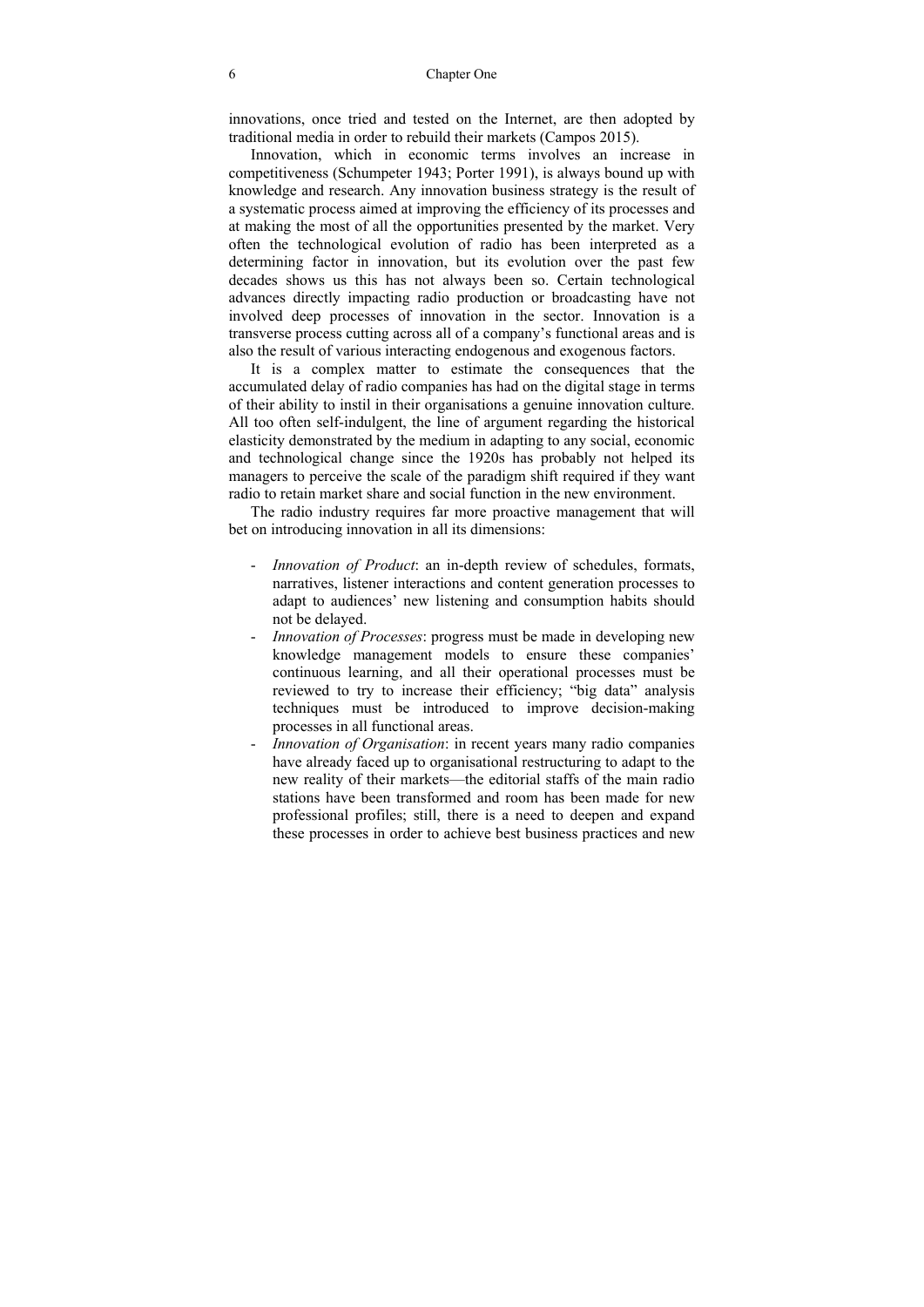innovations, once tried and tested on the Internet, are then adopted by traditional media in order to rebuild their markets (Campos 2015).

Innovation, which in economic terms involves an increase in competitiveness (Schumpeter 1943; Porter 1991), is always bound up with knowledge and research. Any innovation business strategy is the result of a systematic process aimed at improving the efficiency of its processes and at making the most of all the opportunities presented by the market. Very often the technological evolution of radio has been interpreted as a determining factor in innovation, but its evolution over the past few decades shows us this has not always been so. Certain technological advances directly impacting radio production or broadcasting have not involved deep processes of innovation in the sector. Innovation is a transverse process cutting across all of a company's functional areas and is also the result of various interacting endogenous and exogenous factors.

It is a complex matter to estimate the consequences that the accumulated delay of radio companies has had on the digital stage in terms of their ability to instil in their organisations a genuine innovation culture. All too often self-indulgent, the line of argument regarding the historical elasticity demonstrated by the medium in adapting to any social, economic and technological change since the 1920s has probably not helped its managers to perceive the scale of the paradigm shift required if they want radio to retain market share and social function in the new environment.

The radio industry requires far more proactive management that will bet on introducing innovation in all its dimensions:

- *Innovation of Product*: an in-depth review of schedules, formats, narratives, listener interactions and content generation processes to adapt to audiences' new listening and consumption habits should not be delayed.
- *Innovation of Processes*: progress must be made in developing new knowledge management models to ensure these companies' continuous learning, and all their operational processes must be reviewed to try to increase their efficiency; "big data" analysis techniques must be introduced to improve decision-making processes in all functional areas.
- *Innovation of Organisation*: in recent years many radio companies have already faced up to organisational restructuring to adapt to the new reality of their markets—the editorial staffs of the main radio stations have been transformed and room has been made for new professional profiles; still, there is a need to deepen and expand these processes in order to achieve best business practices and new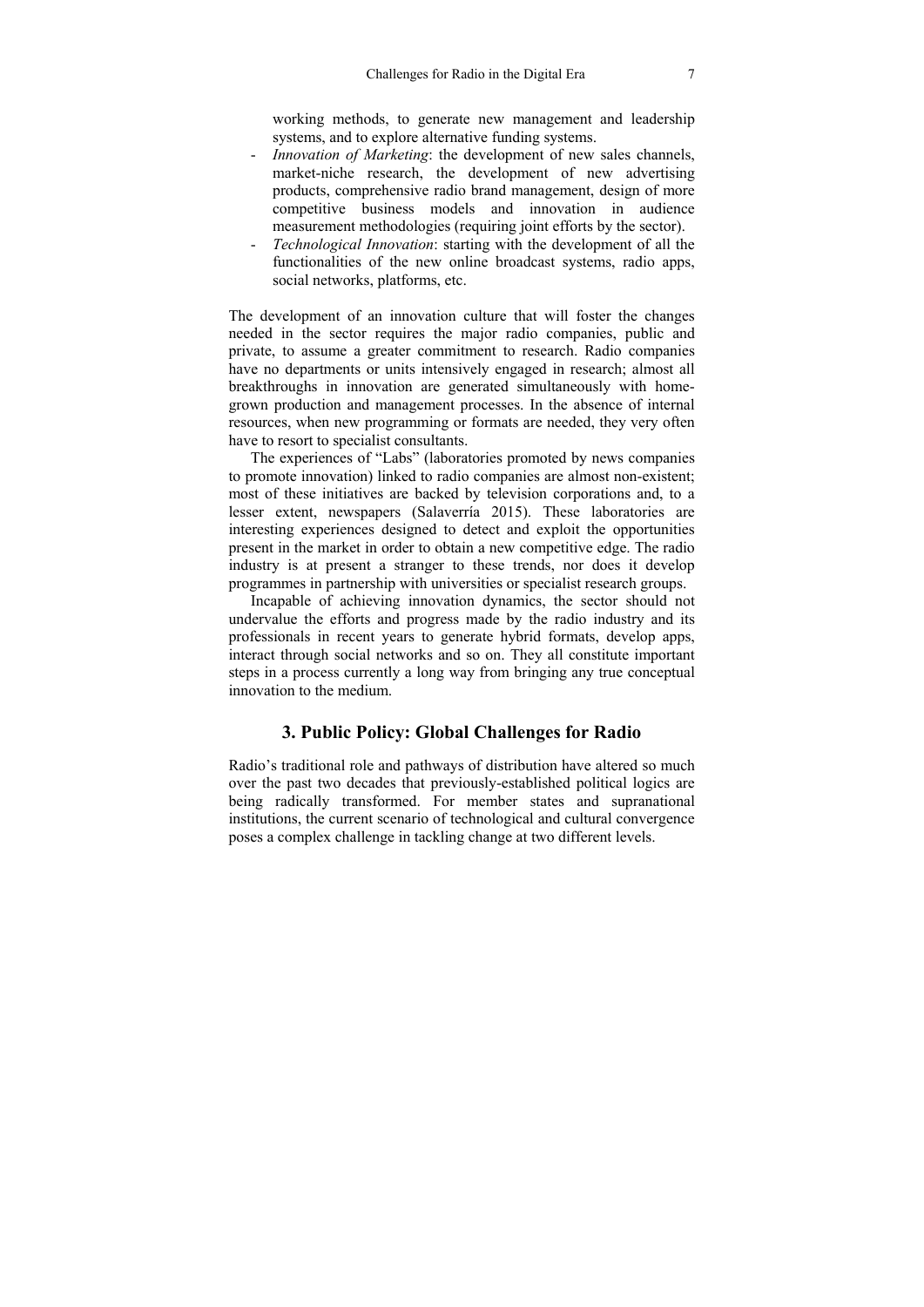working methods, to generate new management and leadership systems, and to explore alternative funding systems.

- *Innovation of Marketing*: the development of new sales channels, market-niche research, the development of new advertising products, comprehensive radio brand management, design of more competitive business models and innovation in audience measurement methodologies (requiring joint efforts by the sector).
- *Technological Innovation*: starting with the development of all the functionalities of the new online broadcast systems, radio apps, social networks, platforms, etc.

The development of an innovation culture that will foster the changes needed in the sector requires the major radio companies, public and private, to assume a greater commitment to research. Radio companies have no departments or units intensively engaged in research; almost all breakthroughs in innovation are generated simultaneously with home-grown production and management processes. In the absence of internal resources, when new programming or formats are needed, they very often have to resort to specialist consultants.

The experiences of "Labs" (laboratories promoted by news companies to promote innovation) linked to radio companies are almost non-existent; most of these initiatives are backed by television corporations and, to a lesser extent, newspapers (Salaverría 2015). These laboratories are interesting experiences designed to detect and exploit the opportunities present in the market in order to obtain a new competitive edge. The radio industry is at present a stranger to these trends, nor does it develop programmes in partnership with universities or specialist research groups.

Incapable of achieving innovation dynamics, the sector should not undervalue the efforts and progress made by the radio industry and its professionals in recent years to generate hybrid formats, develop apps, interact through social networks and so on. They all constitute important steps in a process currently a long way from bringing any true conceptual innovation to the medium.

## 3. Public Policy: Global Challenges for Radio

Radio's traditional role and pathways of distribution have altered so much over the past two decades that previously-established political logics are being radically transformed. For member states and supranational institutions, the current scenario of technological and cultural convergence poses a complex challenge in tackling change at two different levels.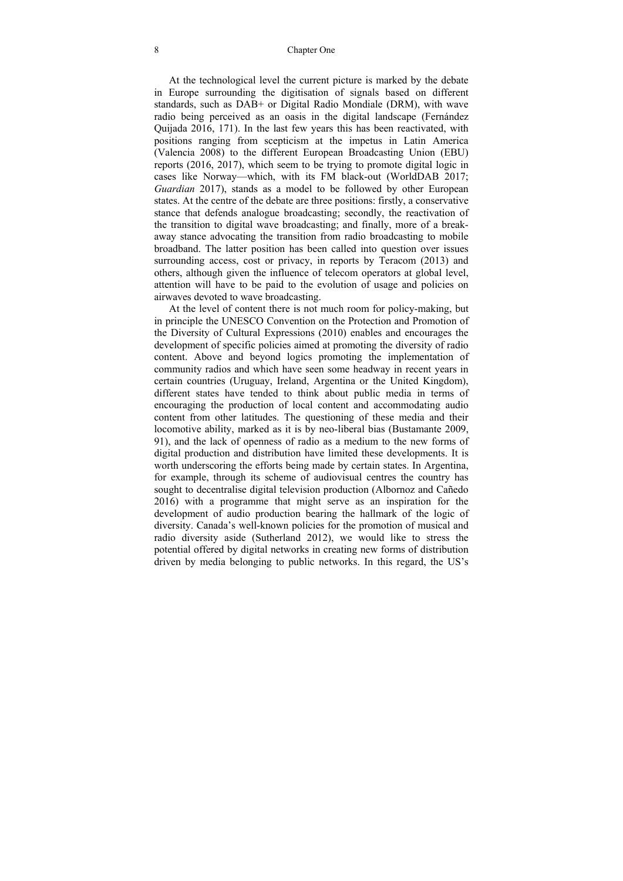At the technological level the current picture is marked by the debate in Europe surrounding the digitisation of signals based on different standards, such as DAB+ or Digital Radio Mondiale (DRM), with wave radio being perceived as an oasis in the digital landscape (Fernández Quijada 2016, 171). In the last few years this has been reactivated, with positions ranging from scepticism at the impetus in Latin America (Valencia 2008) to the different European Broadcasting Union (EBU) reports (2016, 2017), which seem to be trying to promote digital logic in cases like Norway—which, with its FM black-out (WorldDAB 2017; *Guardian* 2017), stands as a model to be followed by other European states. At the centre of the debate are three positions: firstly, a conservative stance that defends analogue broadcasting; secondly, the reactivation of the transition to digital wave broadcasting; and finally, more of a break-away stance advocating the transition from radio broadcasting to mobile broadband. The latter position has been called into question over issues surrounding access, cost or privacy, in reports by Teracom (2013) and others, although given the influence of telecom operators at global level, attention will have to be paid to the evolution of usage and policies on airwaves devoted to wave broadcasting.

At the level of content there is not much room for policy-making, but in principle the UNESCO Convention on the Protection and Promotion of the Diversity of Cultural Expressions (2010) enables and encourages the development of specific policies aimed at promoting the diversity of radio content. Above and beyond logics promoting the implementation of community radios and which have seen some headway in recent years in certain countries (Uruguay, Ireland, Argentina or the United Kingdom), different states have tended to think about public media in terms of encouraging the production of local content and accommodating audio content from other latitudes. The questioning of these media and their locomotive ability, marked as it is by neo-liberal bias (Bustamante 2009, 91), and the lack of openness of radio as a medium to the new forms of digital production and distribution have limited these developments. It is worth underscoring the efforts being made by certain states. In Argentina, for example, through its scheme of audiovisual centres the country has sought to decentralise digital television production (Albornoz and Cañedo 2016) with a programme that might serve as an inspiration for the development of audio production bearing the hallmark of the logic of diversity. Canada's well-known policies for the promotion of musical and radio diversity aside (Sutherland 2012), we would like to stress the potential offered by digital networks in creating new forms of distribution driven by media belonging to public networks. In this regard, the US's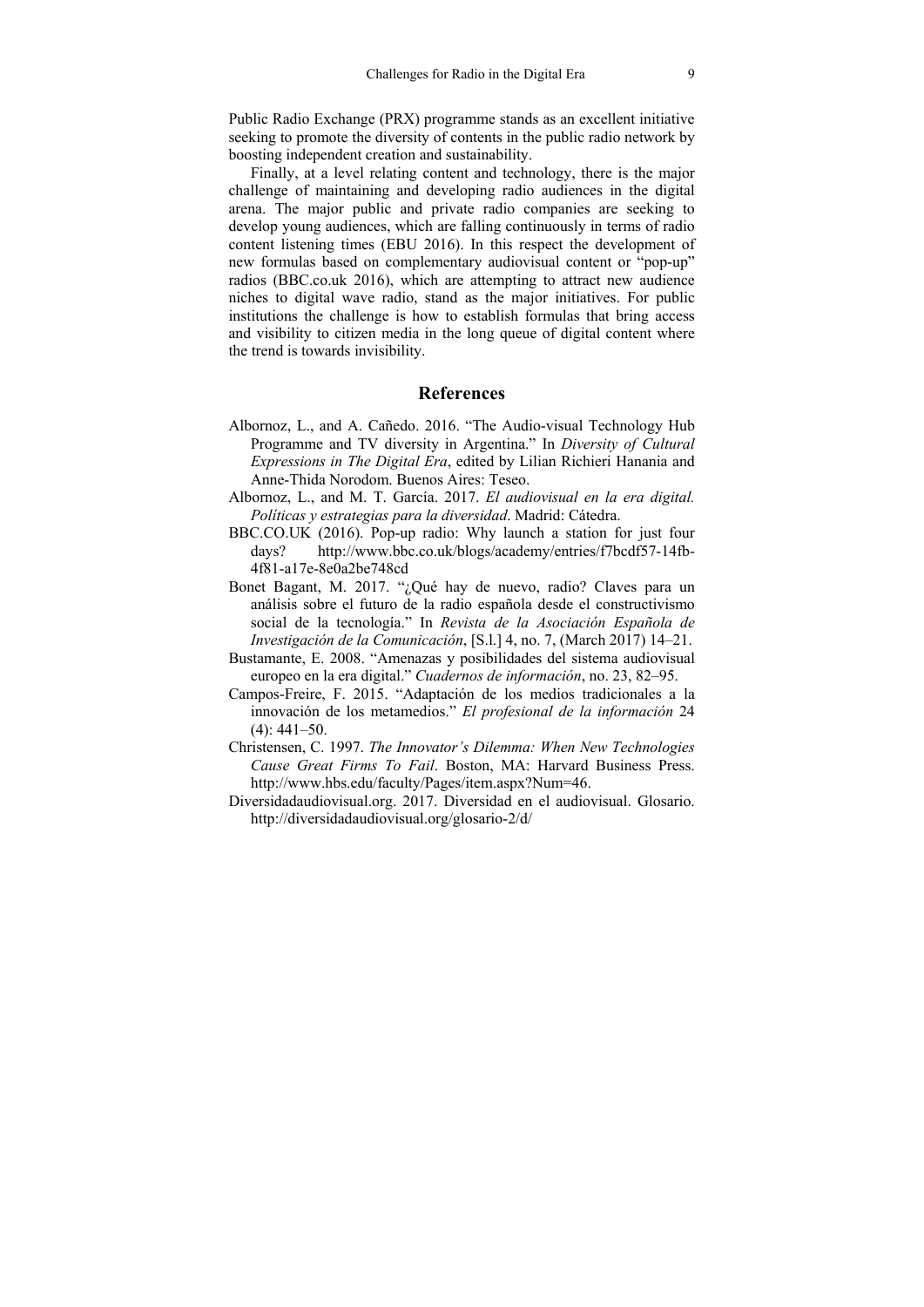Public Radio Exchange (PRX) programme stands as an excellent initiative seeking to promote the diversity of contents in the public radio network by boosting independent creation and sustainability.

Finally, at a level relating content and technology, there is the major challenge of maintaining and developing radio audiences in the digital arena. The major public and private radio companies are seeking to develop young audiences, which are falling continuously in terms of radio content listening times (EBU 2016). In this respect the development of new formulas based on complementary audiovisual content or "pop-up" radios (BBC.co.uk 2016), which are attempting to attract new audience niches to digital wave radio, stand as the major initiatives. For public institutions the challenge is how to establish formulas that bring access and visibility to citizen media in the long queue of digital content where the trend is towards invisibility.

## References

Albornoz, L., and A. Cañedo. 2016. "The Audio-visual Technology Hub Programme and TV diversity in Argentina." In *Diversity of Cultural Expressions in The Digital Era*, edited by Lilian Richieri Hanania and Anne-Thida Norodom. Buenos Aires: Teseo.

Albornoz, L., and M. T. García. 2017. *El audiovisual en la era digital. Políticas y estrategias para la diversidad*. Madrid: Cátedra.

BBC.CO.UK (2016). Pop-up radio: Why launch a station for just four days? http://www.bbc.co.uk/blogs/academy/entries/f7bcdf57-14fb-4f81-a17e-8e0a2be748cd

Bonet Bagant, M. 2017. "¿Qué hay de nuevo, radio? Claves para un análisis sobre el futuro de la radio española desde el constructivismo social de la tecnología." In *Revista de la Asociación Española de Investigación de la Comunicación*, [S.l.] 4, no. 7, (March 2017) 14–21.

Bustamante, E. 2008. "Amenazas y posibilidades del sistema audiovisual europeo en la era digital." *Cuadernos de información*, no. 23, 82–95.

Campos-Freire, F. 2015. "Adaptación de los medios tradicionales a la innovación de los metamedios." *El profesional de la información* 24 (4): 441–50.

Christensen, C. 1997. *The Innovator's Dilemma: When New Technologies Cause Great Firms To Fail*. Boston, MA: Harvard Business Press. http://www.hbs.edu/faculty/Pages/item.aspx?Num=46.

Diversidadaudiovisual.org. 2017. Diversidad en el audiovisual. Glosario. http://diversidadaudiovisual.org/glosario-2/d/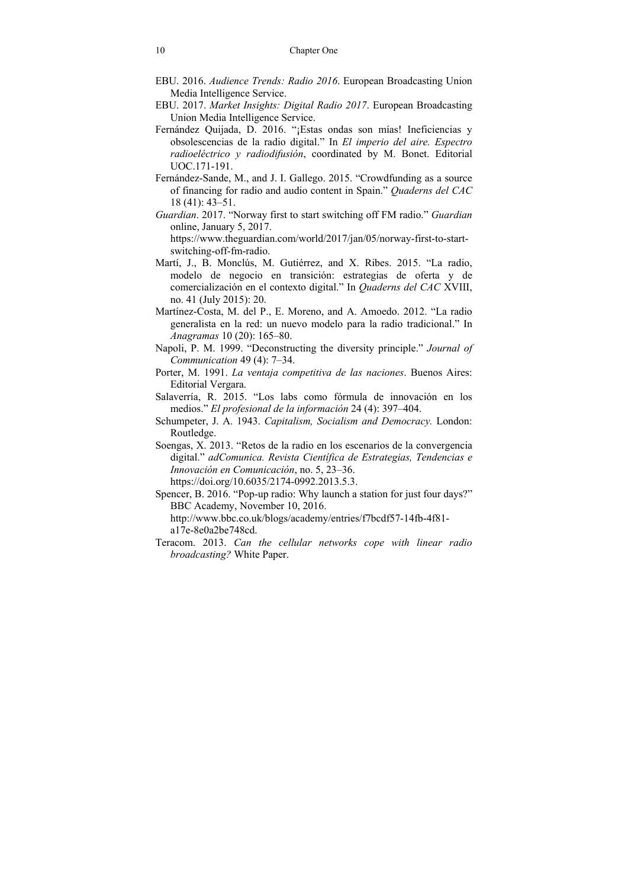EBU. 2016. *Audience Trends: Radio 2016*. European Broadcasting Union Media Intelligence Service.

EBU. 2017. *Market Insights: Digital Radio 2017*. European Broadcasting Union Media Intelligence Service.

Fernández Quijada, D. 2016. "¡Estas ondas son mías! Ineficiencias y obsolescencias de la radio digital." In *El imperio del aire. Espectro radioeléctrico y radiodifusión*, coordinated by M. Bonet. Editorial UOC.171-191.

Fernández-Sande, M., and J. I. Gallego. 2015. "Crowdfunding as a source of financing for radio and audio content in Spain." *Quaderns del CAC* 18 (41): 43–51.

*Guardian*. 2017. "Norway first to start switching off FM radio." *Guardian* online, January 5, 2017. https://www.theguardian.com/world/2017/jan/05/norway-first-to-start-switching-off-fm-radio.

Martí, J., B. Monclús, M. Gutiérrez, and X. Ribes. 2015. "La radio, modelo de negocio en transición: estrategias de oferta y de comercialización en el contexto digital." In *Quaderns del CAC* XVIII, no. 41 (July 2015): 20.

Martínez-Costa, M. del P., E. Moreno, and A. Amoedo. 2012. "La radio generalista en la red: un nuevo modelo para la radio tradicional." In *Anagramas* 10 (20): 165–80.

Napoli, P. M. 1999. "Deconstructing the diversity principle." *Journal of Communication* 49 (4): 7–34.

Porter, M. 1991. *La ventaja competitiva de las naciones*. Buenos Aires: Editorial Vergara.

Salaverría, R. 2015. "Los labs como fórmula de innovación en los medios." *El profesional de la información* 24 (4): 397–404.

Schumpeter, J. A. 1943. *Capitalism, Socialism and Democracy.* London: Routledge.

Soengas, X. 2013. "Retos de la radio en los escenarios de la convergencia digital." *adComunica. Revista Científica de Estrategias, Tendencias e Innovación en Comunicación*, no. 5, 23–36. https://doi.org/10.6035/2174-0992.2013.5.3.

Spencer, B. 2016. "Pop-up radio: Why launch a station for just four days?" BBC Academy, November 10, 2016. http://www.bbc.co.uk/blogs/academy/entries/f7bcdf57-14fb-4f81-a17e-8e0a2be748cd.

Teracom. 2013. *Can the cellular networks cope with linear radio broadcasting?* White Paper.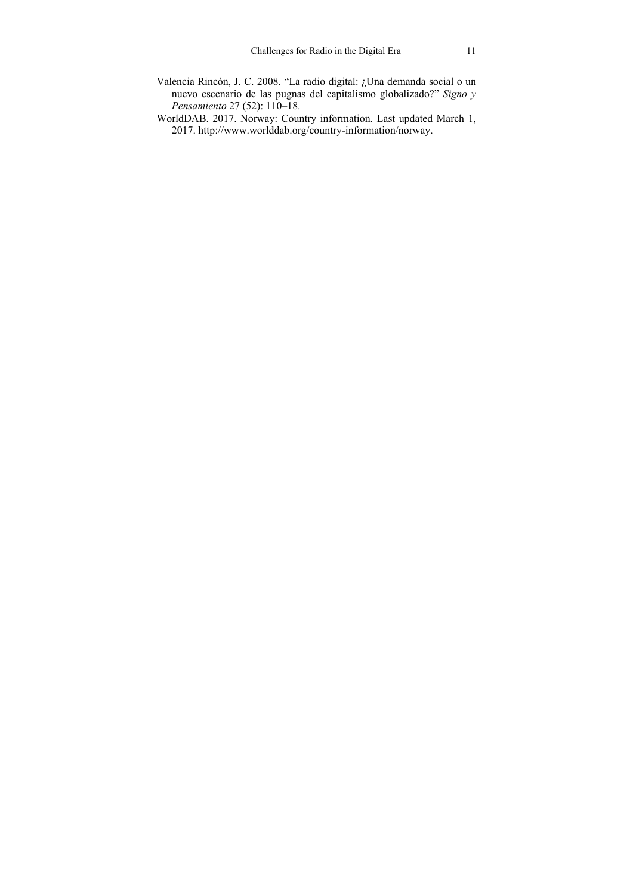Valencia Rincón, J. C. 2008. "La radio digital: ¿Una demanda social o un nuevo escenario de las pugnas del capitalismo globalizado?" *Signo y Pensamiento* 27 (52): 110–18.

WorldDAB. 2017. Norway: Country information. Last updated March 1, 2017. http://www.worlddab.org/country-information/norway.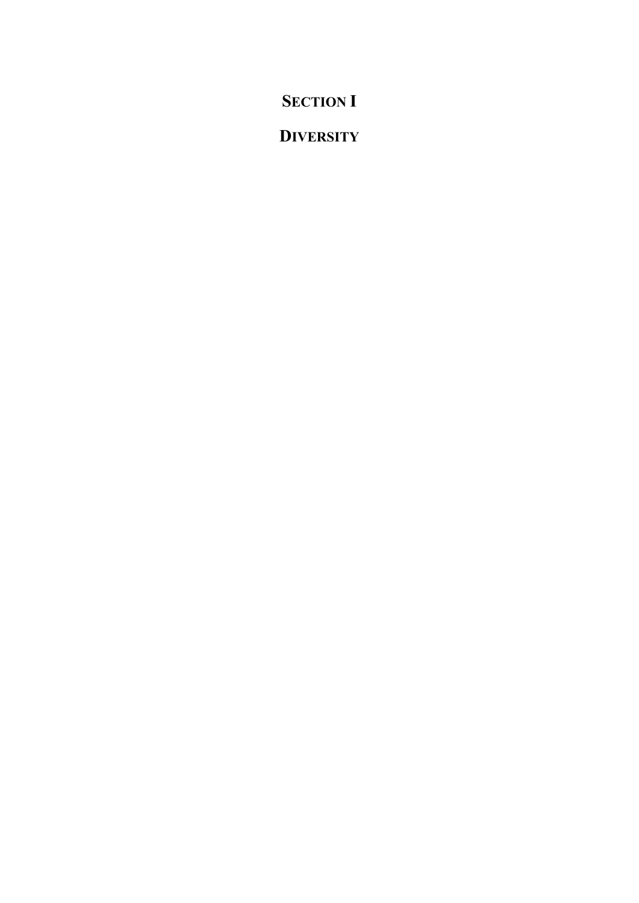# SECTION I

# DIVERSITY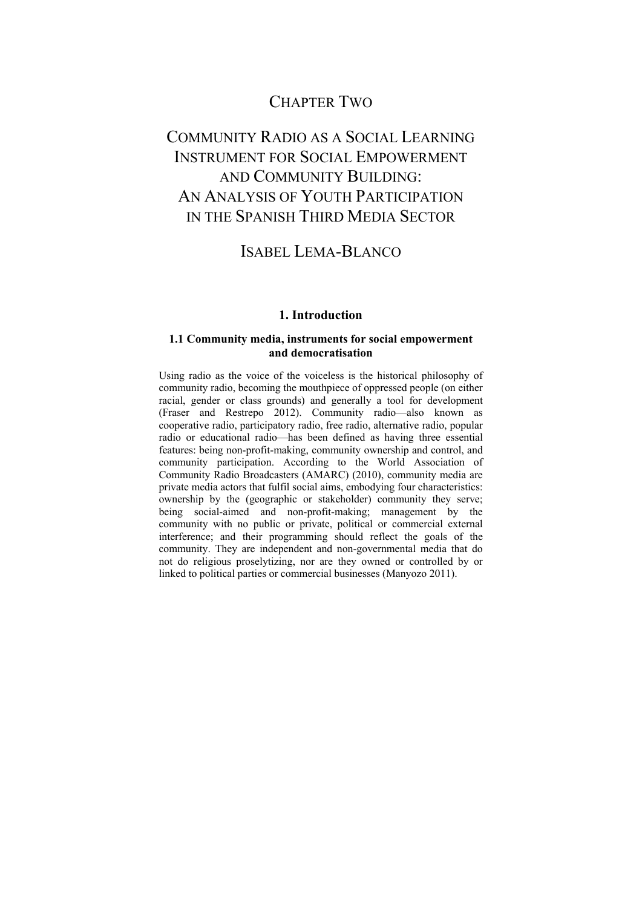# CHAPTER TWO

# COMMUNITY RADIO AS A SOCIAL LEARNING INSTRUMENT FOR SOCIAL EMPOWERMENT AND COMMUNITY BUILDING: AN ANALYSIS OF YOUTH PARTICIPATION IN THE SPANISH THIRD MEDIA SECTOR

## ISABEL LEMA-BLANCO

## 1. Introduction

### 1.1 Community media, instruments for social empowerment and democratisation

Using radio as the voice of the voiceless is the historical philosophy of community radio, becoming the mouthpiece of oppressed people (on either racial, gender or class grounds) and generally a tool for development (Fraser and Restrepo 2012). Community radio—also known as cooperative radio, participatory radio, free radio, alternative radio, popular radio or educational radio—has been defined as having three essential features: being non-profit-making, community ownership and control, and community participation. According to the World Association of Community Radio Broadcasters (AMARC) (2010), community media are private media actors that fulfil social aims, embodying four characteristics: ownership by the (geographic or stakeholder) community they serve; being social-aimed and non-profit-making; management by the community with no public or private, political or commercial external interference; and their programming should reflect the goals of the community. They are independent and non-governmental media that do not do religious proselytizing, nor are they owned or controlled by or linked to political parties or commercial businesses (Manyozo 2011).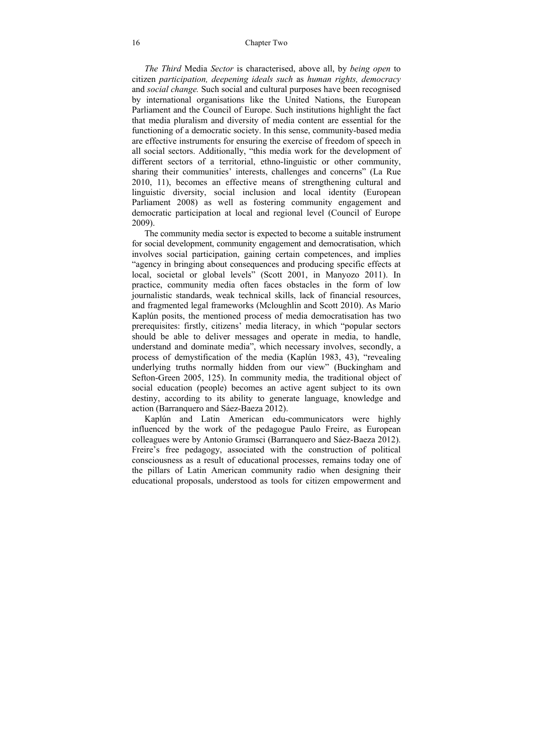*The Third* Media *Sector* is characterised, above all, by *being open* to citizen *participation, deepening ideals such* as *human rights, democracy* and *social change.* Such social and cultural purposes have been recognised by international organisations like the United Nations, the European Parliament and the Council of Europe. Such institutions highlight the fact that media pluralism and diversity of media content are essential for the functioning of a democratic society. In this sense, community-based media are effective instruments for ensuring the exercise of freedom of speech in all social sectors. Additionally, "this media work for the development of different sectors of a territorial, ethno-linguistic or other community, sharing their communities' interests, challenges and concerns" (La Rue 2010, 11), becomes an effective means of strengthening cultural and linguistic diversity, social inclusion and local identity (European Parliament 2008) as well as fostering community engagement and democratic participation at local and regional level (Council of Europe 2009).

The community media sector is expected to become a suitable instrument for social development, community engagement and democratisation, which involves social participation, gaining certain competences, and implies "agency in bringing about consequences and producing specific effects at local, societal or global levels" (Scott 2001, in Manyozo 2011). In practice, community media often faces obstacles in the form of low journalistic standards, weak technical skills, lack of financial resources, and fragmented legal frameworks (Mcloughlin and Scott 2010). As Mario Kaplún posits, the mentioned process of media democratisation has two prerequisites: firstly, citizens' media literacy, in which "popular sectors should be able to deliver messages and operate in media, to handle, understand and dominate media", which necessary involves, secondly, a process of demystification of the media (Kaplún 1983, 43), "revealing underlying truths normally hidden from our view" (Buckingham and Sefton-Green 2005, 125). In community media, the traditional object of social education (people) becomes an active agent subject to its own destiny, according to its ability to generate language, knowledge and action (Barranquero and Sáez-Baeza 2012).

Kaplún and Latin American edu-communicators were highly influenced by the work of the pedagogue Paulo Freire, as European colleagues were by Antonio Gramsci (Barranquero and Sáez-Baeza 2012). Freire's free pedagogy, associated with the construction of political consciousness as a result of educational processes, remains today one of the pillars of Latin American community radio when designing their educational proposals, understood as tools for citizen empowerment and